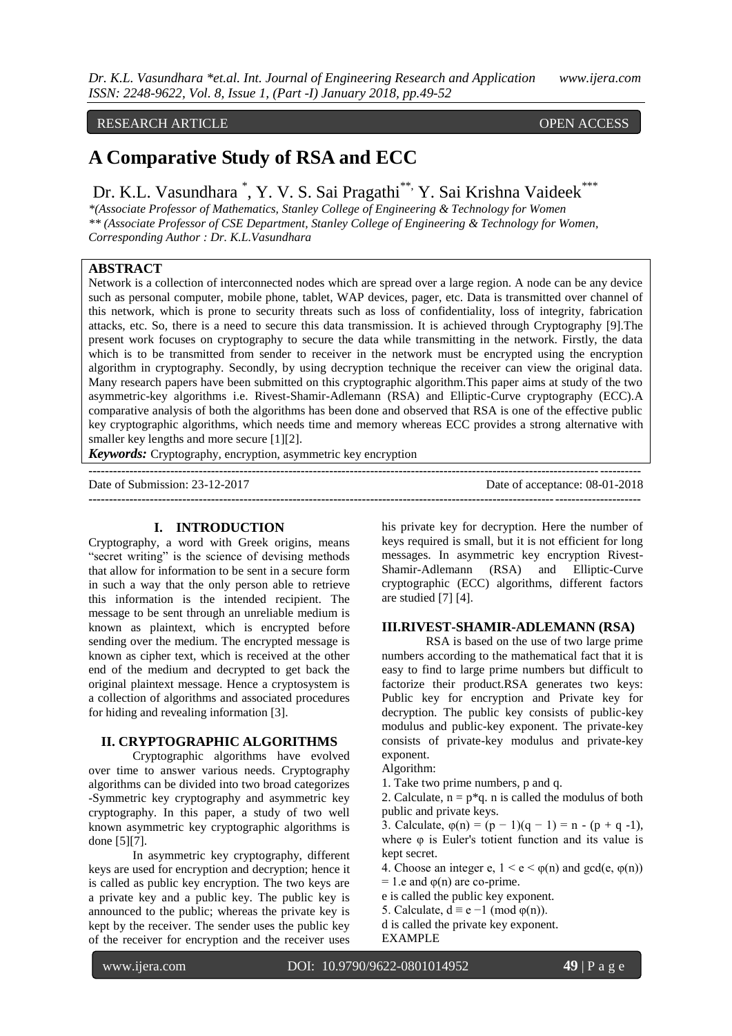RESEARCH ARTICLE OPEN ACCESS

# A Comparative Study of RSA and ECC

Dr. K.L. Vasundhara [*], Y. V. S. Sai Pragathi [**], Y. Sai Krishna Vaideek [***]

*(Associate Professor of Mathematics, Stanley College of Engineering & Technology for Women
** (Associate Professor of CSE Department, Stanley College of Engineering & Technology for Women,
Corresponding Author : Dr. K.L.Vasundhara

## ABSTRACT

Network is a collection of interconnected nodes which are spread over a large region. A node can be any device such as personal computer, mobile phone, tablet, WAP devices, pager, etc. Data is transmitted over channel of this network, which is prone to security threats such as loss of confidentiality, loss of integrity, fabrication attacks, etc. So, there is a need to secure this data transmission. It is achieved through Cryptography [9].The present work focuses on cryptography to secure the data while transmitting in the network. Firstly, the data which is to be transmitted from sender to receiver in the network must be encrypted using the encryption algorithm in cryptography. Secondly, by using decryption technique the receiver can view the original data. Many research papers have been submitted on this cryptographic algorithm.This paper aims at study of the two asymmetric-key algorithms i.e. Rivest-Shamir-Adlemann (RSA) and Elliptic-Curve cryptography (ECC).A comparative analysis of both the algorithms has been done and observed that RSA is one of the effective public key cryptographic algorithms, which needs time and memory whereas ECC provides a strong alternative with smaller key lengths and more secure [1][2].

***Keywords:*** Cryptography, encryption, asymmetric key encryption

Date of Submission: 23-12-2017 Date of acceptance: 08-01-2018

## I. INTRODUCTION

Cryptography, a word with Greek origins, means "secret writing" is the science of devising methods that allow for information to be sent in a secure form in such a way that the only person able to retrieve this information is the intended recipient. The message to be sent through an unreliable medium is known as plaintext, which is encrypted before sending over the medium. The encrypted message is known as cipher text, which is received at the other end of the medium and decrypted to get back the original plaintext message. Hence a cryptosystem is a collection of algorithms and associated procedures for hiding and revealing information [3].

## II. CRYPTOGRAPHIC ALGORITHMS

Cryptographic algorithms have evolved over time to answer various needs. Cryptography algorithms can be divided into two broad categorizes -Symmetric key cryptography and asymmetric key cryptography. In this paper, a study of two well known asymmetric key cryptographic algorithms is done [5][7].

In asymmetric key cryptography, different keys are used for encryption and decryption; hence it is called as public key encryption. The two keys are a private key and a public key. The public key is announced to the public; whereas the private key is kept by the receiver. The sender uses the public key of the receiver for encryption and the receiver uses his private key for decryption. Here the number of keys required is small, but it is not efficient for long messages. In asymmetric key encryption Rivest-Shamir-Adlemann (RSA) and Elliptic-Curve cryptographic (ECC) algorithms, different factors are studied [7] [4].

## III.RIVEST-SHAMIR-ADLEMANN (RSA)

RSA is based on the use of two large prime numbers according to the mathematical fact that it is easy to find to large prime numbers but difficult to factorize their product.RSA generates two keys: Public key for encryption and Private key for decryption. The public key consists of public-key modulus and public-key exponent. The private-key consists of private-key modulus and private-key exponent.

Algorithm:

1. Take two prime numbers, p and q.
2. Calculate, $n = p*q$. n is called the modulus of both public and private keys.
3. Calculate, $\varphi(n) = (p - 1)(q - 1) = n - (p + q - 1)$, where φ is Euler's totient function and its value is kept secret.
4. Choose an integer e, $1 < e < \varphi(n)$ and $\gcd(e, \varphi(n)) = 1$.e and φ(n) are co-prime.

e is called the public key exponent.

5. Calculate, $d \equiv e^{-1} \pmod{\varphi(n)}$.

d is called the private key exponent.

EXAMPLE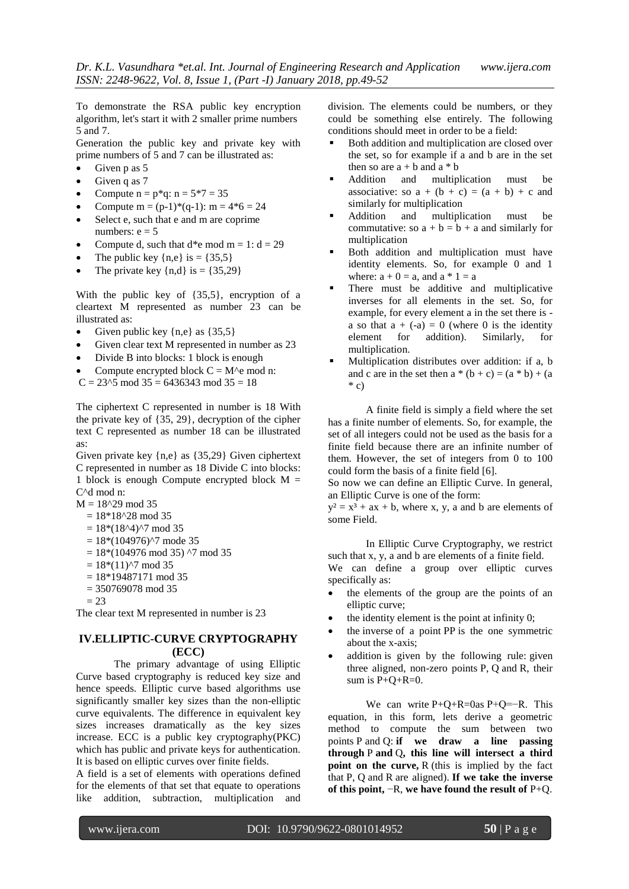To demonstrate the RSA public key encryption algorithm, let's start it with 2 smaller prime numbers 5 and 7.

Generation the public key and private key with prime numbers of 5 and 7 can be illustrated as:

- Given p as 5
- Given q as 7
- Compute n = p*q: n = 5*7 = 35
- Compute m = (p-1)*(q-1): m = 4*6 = 24
- Select e, such that e and m are coprime numbers: e = 5
- Compute d, such that d*e mod m = 1: d = 29
- The public key {n,e} is = {35,5}
- The private key {n,d} is = {35,29}

With the public key of {35,5}, encryption of a cleartext M represented as number 23 can be illustrated as:

- Given public key {n,e} as {35,5}
- Given clear text M represented in number as 23
- Divide B into blocks: 1 block is enough
- Compute encrypted block C = M^e mod n:

C = 23^5 mod 35 = 6436343 mod 35 = 18

The ciphertext C represented in number is 18 With the private key of {35, 29}, decryption of the cipher text C represented as number 18 can be illustrated as:

Given private key {n,e} as {35,29} Given ciphertext C represented in number as 18 Divide C into blocks: 1 block is enough Compute encrypted block M = C^d mod n:

M = 18^29 mod 35
= 18*18^28 mod 35
= 18*(18^4)^7 mod 35
= 18*(104976)^7 mode 35
= 18*(104976 mod 35) ^7 mod 35
= 18*(11)^7 mod 35
= 18*19487171 mod 35
= 350769078 mod 35
= 23

The clear text M represented in number is 23

## IV.ELLIPTIC-CURVE CRYPTOGRAPHY (ECC)

The primary advantage of using Elliptic Curve based cryptography is reduced key size and hence speeds. Elliptic curve based algorithms use significantly smaller key sizes than the non-elliptic curve equivalents. The difference in equivalent key sizes increases dramatically as the key sizes increase. ECC is a public key cryptography(PKC) which has public and private keys for authentication. It is based on elliptic curves over finite fields.

A field is a set of elements with operations defined for the elements of that set that equate to operations like addition, subtraction, multiplication and division. The elements could be numbers, or they could be something else entirely. The following conditions should meet in order to be a field:

- Both addition and multiplication are closed over the set, so for example if a and b are in the set then so are a + b and a * b
- Addition and multiplication must be associative: so a + (b + c) = (a + b) + c and similarly for multiplication
- Addition and multiplication must be commutative: so a + b = b + a and similarly for multiplication
- Both addition and multiplication must have identity elements. So, for example 0 and 1 where: a + 0 = a, and a * 1 = a
- There must be additive and multiplicative inverses for all elements in the set. So, for example, for every element a in the set there is -a so that a + (-a) = 0 (where 0 is the identity element for addition). Similarly, for multiplication.
- Multiplication distributes over addition: if a, b and c are in the set then a * (b + c) = (a * b) + (a * c)

A finite field is simply a field where the set has a finite number of elements. So, for example, the set of all integers could not be used as the basis for a finite field because there are an infinite number of them. However, the set of integers from 0 to 100 could form the basis of a finite field [6].

So now we can define an Elliptic Curve. In general, an Elliptic Curve is one of the form:

$y^2 = x^3 + ax + b$, where x, y, a and b are elements of some Field.

In Elliptic Curve Cryptography, we restrict such that x, y, a and b are elements of a finite field.

We can define a group over elliptic curves specifically as:

- the elements of the group are the points of an elliptic curve;
- the identity element is the point at infinity 0;
- the inverse of a point PP is the one symmetric about the x-axis;
- addition is given by the following rule: given three aligned, non-zero points P, Q and R, their sum is P+Q+R=0.

We can write P+Q+R=0as P+Q=−R. This equation, in this form, lets derive a geometric method to compute the sum between two points P and Q: **if we draw a line passing through P and Q, this line will intersect a third point on the curve,** R (this is implied by the fact that P, Q and R are aligned). **If we take the inverse of this point,** −R, **we have found the result of** P+Q.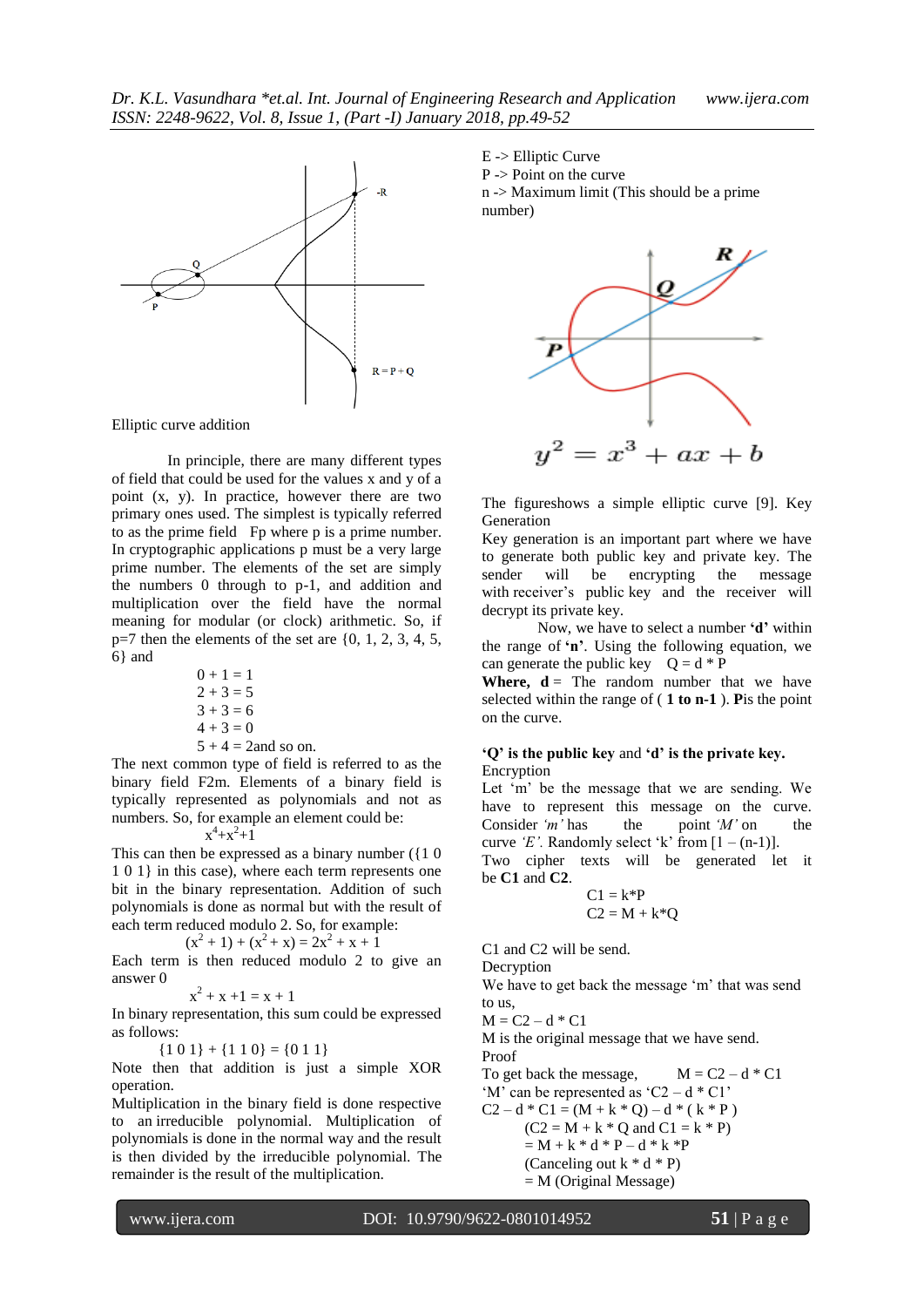Elliptic curve addition

In principle, there are many different types of field that could be used for the values x and y of a point (x, y). In practice, however there are two primary ones used. The simplest is typically referred to as the prime field Fp where p is a prime number. In cryptographic applications p must be a very large prime number. The elements of the set are simply the numbers 0 through to p-1, and addition and multiplication over the field have the normal meaning for modular (or clock) arithmetic. So, if p=7 then the elements of the set are {0, 1, 2, 3, 4, 5, 6} and

0 + 1 = 1
2 + 3 = 5
3 + 2 = 6
4 + 3 = 0
5 + 4 = 2and so on.

The next common type of field is referred to as the binary field F2m. Elements of a binary field is typically represented as polynomials and not as numbers. So, for example an element could be:

$$x^4+x^2+1$$

This can then be expressed as a binary number ({1 0 1 0 1} in this case), where each term represents one bit in the binary representation. Addition of such polynomials is done as normal but with the result of each term reduced modulo 2. So, for example:

$$(x^2 + 1) + (x^2 + x) = 2x^2 + x + 1$$

Each term is then reduced modulo 2 to give an answer 0

$$x^2 + x + 1 = x + 1$$

In binary representation, this sum could be expressed as follows:

{1 0 1} + {1 1 0} = {0 1 1}

Note then that addition is just a simple XOR operation.

Multiplication in the binary field is done respective to an irreducible polynomial. Multiplication of polynomials is done in the normal way and the result is then divided by the irreducible polynomial. The remainder is the result of the multiplication.

E -> Elliptic Curve
P -> Point on the curve
n -> Maximum limit (This should be a prime number)

$$y^2 = x^3 + ax + b$$

The figureshows a simple elliptic curve [9]. Key Generation

Key generation is an important part where we have to generate both public key and private key. The sender will be encrypting the message with receiver's public key and the receiver will decrypt its private key.

Now, we have to select a number **'d'** within the range of **'n'**. Using the following equation, we can generate the public key Q = d * P

**Where, d** = The random number that we have selected within the range of ( **1 to n-1** ). **P**is the point on the curve.

**'Q' is the public key** and **'d' is the private key.**

Encryption

Let 'm' be the message that we are sending. We have to represent this message on the curve. Consider *'m'* has the point *'M'* on the curve *'E'*. Randomly select 'k' from [1 – (n-1)].

Two cipher texts will be generated let it be **C1** and **C2**.

C1 = k*P
C2 = M + k*Q

C1 and C2 will be send.

Decryption

We have to get back the message 'm' that was send to us,

M = C2 – d * C1

M is the original message that we have send.

Proof

To get back the message, M = C2 – d * C1

'M' can be represented as 'C2 – d * C1'

C2 – d * C1 = (M + k * Q) – d * ( k * P )
(C2 = M + k * Q and C1 = k * P)
= M + k * d * P – d * k *P
(Canceling out k * d * P)
= M (Original Message)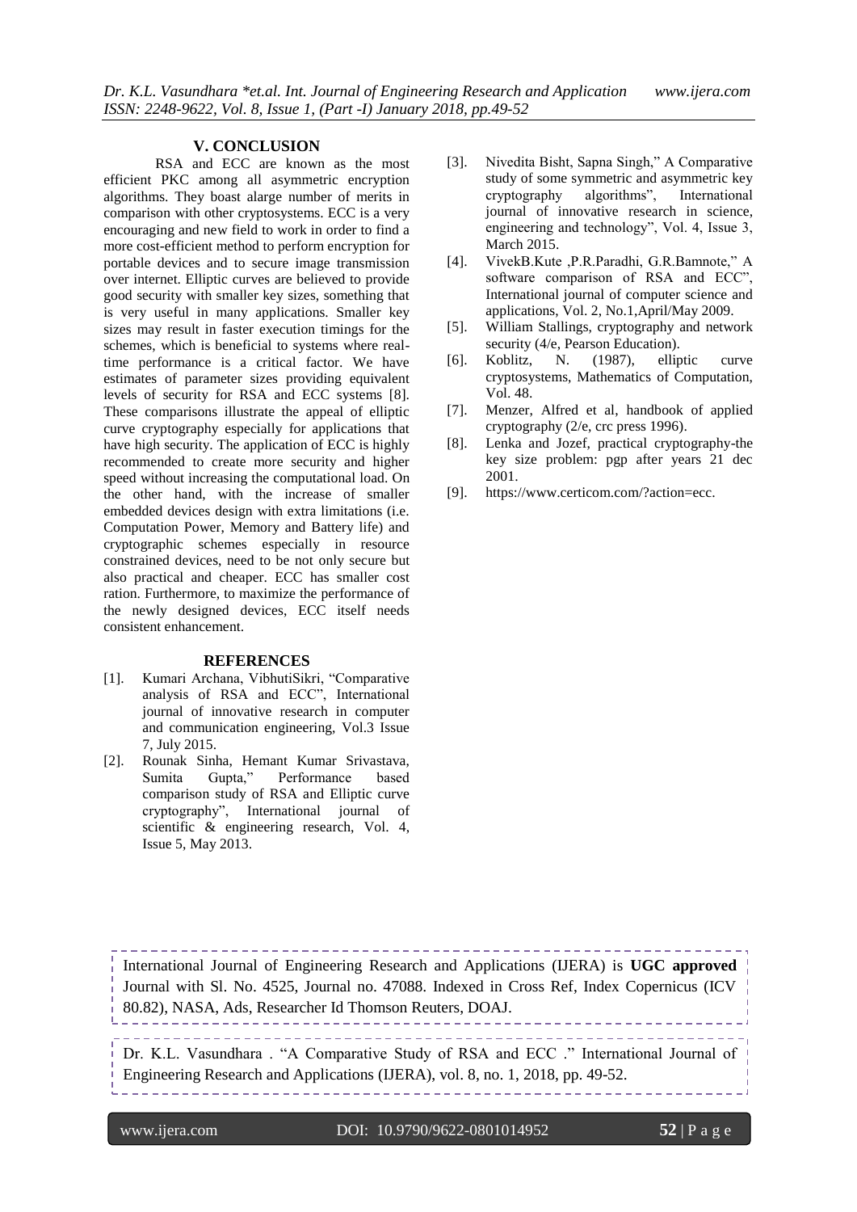## V. CONCLUSION

RSA and ECC are known as the most efficient PKC among all asymmetric encryption algorithms. They boast alarge number of merits in comparison with other cryptosystems. ECC is a very encouraging and new field to work in order to find a more cost-efficient method to perform encryption for portable devices and to secure image transmission over internet. Elliptic curves are believed to provide good security with smaller key sizes, something that is very useful in many applications. Smaller key sizes may result in faster execution timings for the schemes, which is beneficial to systems where real-time performance is a critical factor. We have estimates of parameter sizes providing equivalent levels of security for RSA and ECC systems [8]. These comparisons illustrate the appeal of elliptic curve cryptography especially for applications that have high security. The application of ECC is highly recommended to create more security and higher speed without increasing the computational load. On the other hand, with the increase of smaller embedded devices design with extra limitations (i.e. Computation Power, Memory and Battery life) and cryptographic schemes especially in resource constrained devices, need to be not only secure but also practical and cheaper. ECC has smaller cost ration. Furthermore, to maximize the performance of the newly designed devices, ECC itself needs consistent enhancement.

## REFERENCES

[1]. Kumari Archana, VibhutiSikri, "Comparative analysis of RSA and ECC", International journal of innovative research in computer and communication engineering, Vol.3 Issue 7, July 2015.

[2]. Rounak Sinha, Hemant Kumar Srivastava, Sumita Gupta," Performance based comparison study of RSA and Elliptic curve cryptography", International journal of scientific & engineering research, Vol. 4, Issue 5, May 2013.

[3]. Nivedita Bisht, Sapna Singh," A Comparative study of some symmetric and asymmetric key cryptography algorithms", International journal of innovative research in science, engineering and technology", Vol. 4, Issue 3, March 2015.

[4]. VivekB.Kute ,P.R.Paradhi, G.R.Bamnote," A software comparison of RSA and ECC", International journal of computer science and applications, Vol. 2, No.1,April/May 2009.

[5]. William Stallings, cryptography and network security (4/e, Pearson Education).

[6]. Koblitz, N. (1987), elliptic curve cryptosystems, Mathematics of Computation, Vol. 48.

[7]. Menzer, Alfred et al, handbook of applied cryptography (2/e, crc press 1996).

[8]. Lenka and Jozef, practical cryptography-the key size problem: pgp after years 21 dec 2001.

[9]. https://www.certicom.com/?action=ecc.

International Journal of Engineering Research and Applications (IJERA) is **UGC approved** Journal with Sl. No. 4525, Journal no. 47088. Indexed in Cross Ref, Index Copernicus (ICV 80.82), NASA, Ads, Researcher Id Thomson Reuters, DOAJ.

Dr. K.L. Vasundhara . "A Comparative Study of RSA and ECC ." International Journal of Engineering Research and Applications (IJERA), vol. 8, no. 1, 2018, pp. 49-52.